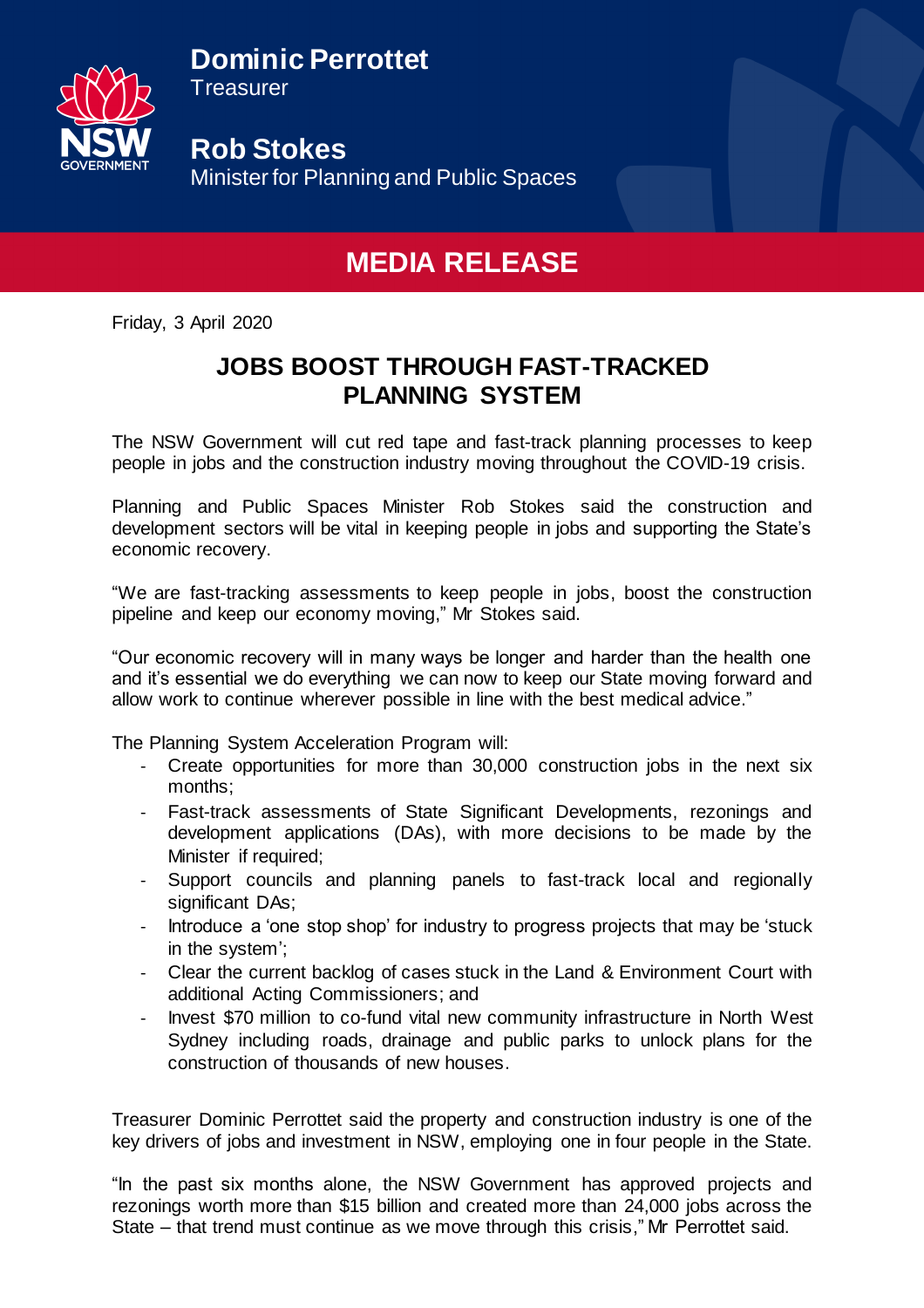**Dominic Perrottet**
Treasurer

**Rob Stokes**
Minister for Planning and Public Spaces

# MEDIA RELEASE

Friday, 3 April 2020

## JOBS BOOST THROUGH FAST-TRACKED PLANNING SYSTEM

The NSW Government will cut red tape and fast-track planning processes to keep people in jobs and the construction industry moving throughout the COVID-19 crisis.

Planning and Public Spaces Minister Rob Stokes said the construction and development sectors will be vital in keeping people in jobs and supporting the State's economic recovery.

"We are fast-tracking assessments to keep people in jobs, boost the construction pipeline and keep our economy moving," Mr Stokes said.

"Our economic recovery will in many ways be longer and harder than the health one and it's essential we do everything we can now to keep our State moving forward and allow work to continue wherever possible in line with the best medical advice."

The Planning System Acceleration Program will:

- Create opportunities for more than 30,000 construction jobs in the next six months;
- Fast-track assessments of State Significant Developments, rezonings and development applications (DAs), with more decisions to be made by the Minister if required;
- Support councils and planning panels to fast-track local and regionally significant DAs;
- Introduce a 'one stop shop' for industry to progress projects that may be 'stuck in the system';
- Clear the current backlog of cases stuck in the Land & Environment Court with additional Acting Commissioners; and
- Invest $70 million to co-fund vital new community infrastructure in North West Sydney including roads, drainage and public parks to unlock plans for the construction of thousands of new houses.

Treasurer Dominic Perrottet said the property and construction industry is one of the key drivers of jobs and investment in NSW, employing one in four people in the State.

"In the past six months alone, the NSW Government has approved projects and rezonings worth more than $15 billion and created more than 24,000 jobs across the State – that trend must continue as we move through this crisis," Mr Perrottet said.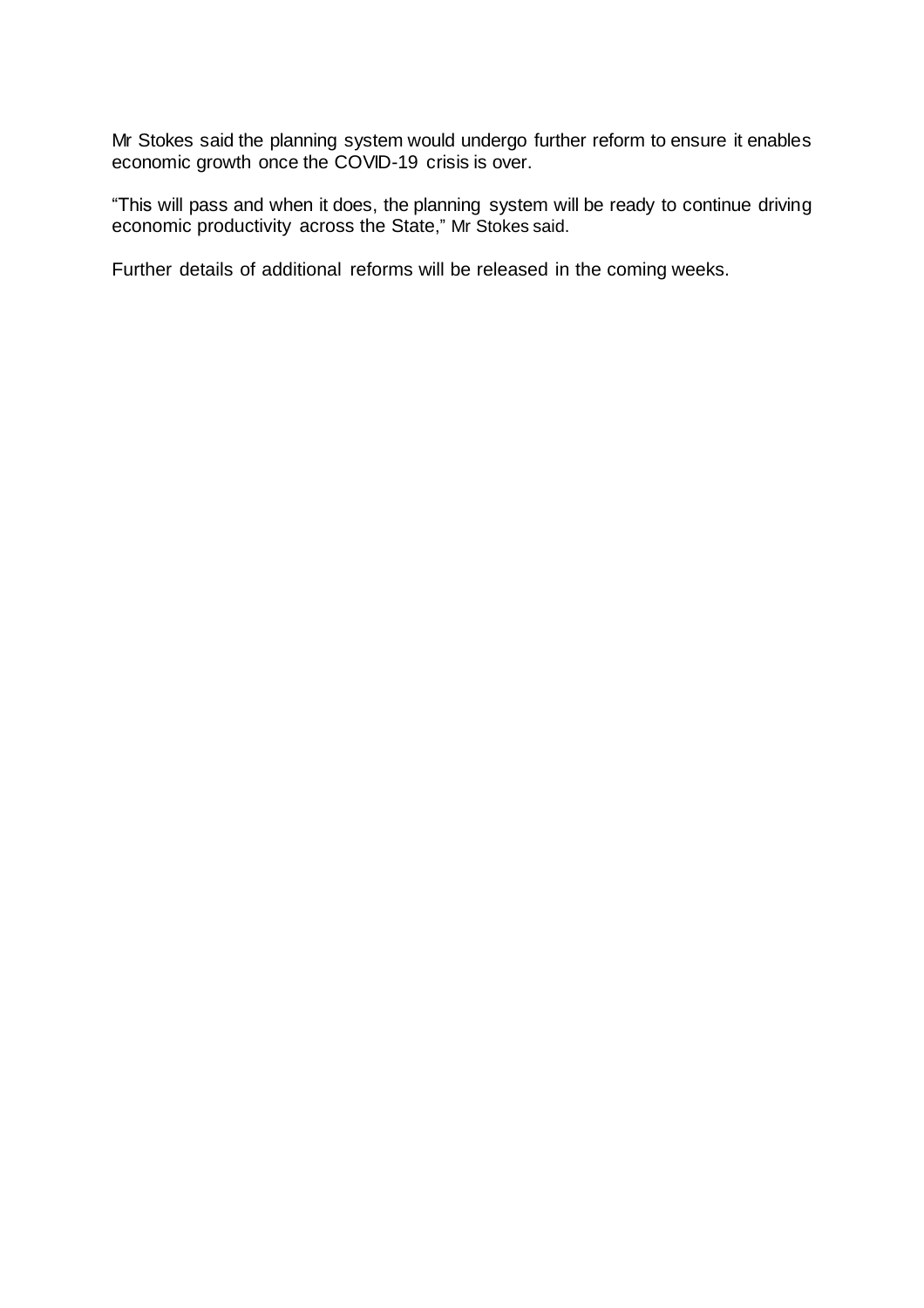Mr Stokes said the planning system would undergo further reform to ensure it enables economic growth once the COVID-19 crisis is over.

"This will pass and when it does, the planning system will be ready to continue driving economic productivity across the State," Mr Stokes said.

Further details of additional reforms will be released in the coming weeks.